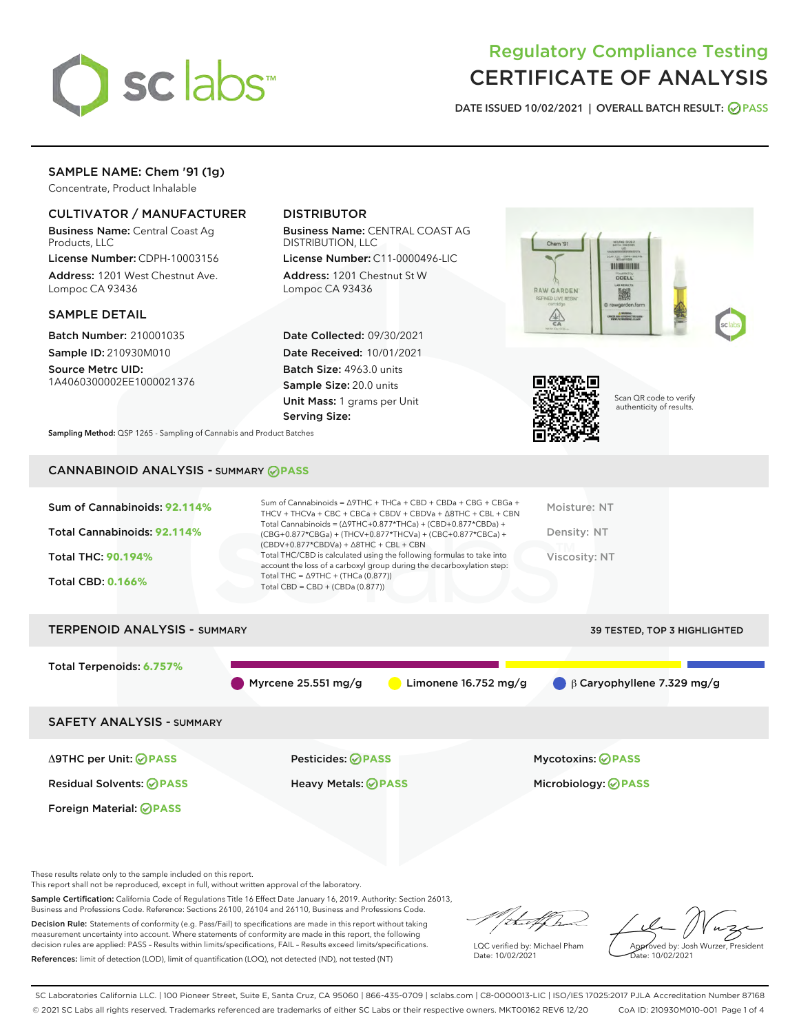# Regulatory Compliance Testing
# CERTIFICATE OF ANALYSIS

DATE ISSUED 10/02/2021 | OVERALL BATCH RESULT: PASS

## SAMPLE NAME: Chem '91 (1g)

Concentrate, Product Inhalable

### CULTIVATOR / MANUFACTURER

**Business Name:** Central Coast Ag Products, LLC
**License Number:** CDPH-10003156
**Address:** 1201 West Chestnut Ave. Lompoc CA 93436

### DISTRIBUTOR

**Business Name:** CENTRAL COAST AG DISTRIBUTION, LLC
**License Number:** C11-0000496-LIC
**Address:** 1201 Chestnut St W Lompoc CA 93436

### SAMPLE DETAIL

**Batch Number:** 210001035
**Sample ID:** 210930M010
**Source Metrc UID:** 1A4060300002EE1000021376

**Date Collected:** 09/30/2021
**Date Received:** 10/01/2021
**Batch Size:** 4963.0 units
**Sample Size:** 20.0 units
**Unit Mass:** 1 grams per Unit
**Serving Size:**

Scan QR code to verify authenticity of results.

**Sampling Method:** QSP 1265 - Sampling of Cannabis and Product Batches

## CANNABINOID ANALYSIS - SUMMARY PASS

Sum of Cannabinoids: **92.114%**
Total Cannabinoids: **92.114%**
Total THC: **90.194%**
Total CBD: **0.166%**

Sum of Cannabinoids = Δ9THC + THCa + CBD + CBDa + CBG + CBGa + THCV + THCVa + CBC + CBCa + CBDV + CBDVa + Δ8THC + CBL + CBN
Total Cannabinoids = (Δ9THC+0.877*THCa) + (CBD+0.877*CBDa) + (CBG+0.877*CBGa) + (THCV+0.877*THCVa) + (CBC+0.877*CBCa) + (CBDV+0.877*CBDVa) + Δ8THC + CBL + CBN
Total THC/CBD is calculated using the following formulas to take into account the loss of a carboxyl group during the decarboxylation step:
Total THC = Δ9THC + (THCa (0.877))
Total CBD = CBD + (CBDa (0.877))

Moisture: NT
Density: NT
Viscosity: NT

## TERPENOID ANALYSIS - SUMMARY

39 TESTED, TOP 3 HIGHLIGHTED

Total Terpenoids: **6.757%**

Myrcene 25.551 mg/g | Limonene 16.752 mg/g | β Caryophyllene 7.329 mg/g

## SAFETY ANALYSIS - SUMMARY

| | | |
|---|---|---|
| Δ9THC per Unit: PASS | Pesticides: PASS | Mycotoxins: PASS |
| Residual Solvents: PASS | Heavy Metals: PASS | Microbiology: PASS |
| Foreign Material: PASS | | |

These results relate only to the sample included on this report.
This report shall not be reproduced, except in full, without written approval of the laboratory.

**Sample Certification:** California Code of Regulations Title 16 Effect Date January 16, 2019. Authority: Section 26013, Business and Professions Code. Reference: Sections 26100, 26104 and 26110, Business and Professions Code.

**Decision Rule:** Statements of conformity (e.g. Pass/Fail) to specifications are made in this report without taking measurement uncertainty into account. Where statements of conformity are made in this report, the following decision rules are applied: PASS – Results within limits/specifications, FAIL – Results exceed limits/specifications.

**References:** limit of detection (LOD), limit of quantification (LOQ), not detected (ND), not tested (NT)

LQC verified by: Michael Pham
Date: 10/02/2021

Approved by: Josh Wurzer, President
Date: 10/02/2021

SC Laboratories California LLC. | 100 Pioneer Street, Suite E, Santa Cruz, CA 95060 | 866-435-0709 | sclabs.com | C8-0000013-LIC | ISO/IES 17025:2017 PJLA Accreditation Number 87168
© 2021 SC Labs all rights reserved. Trademarks referenced are trademarks of either SC Labs or their respective owners. MKT00162 REV6 12/20 CoA ID: 210930M010-001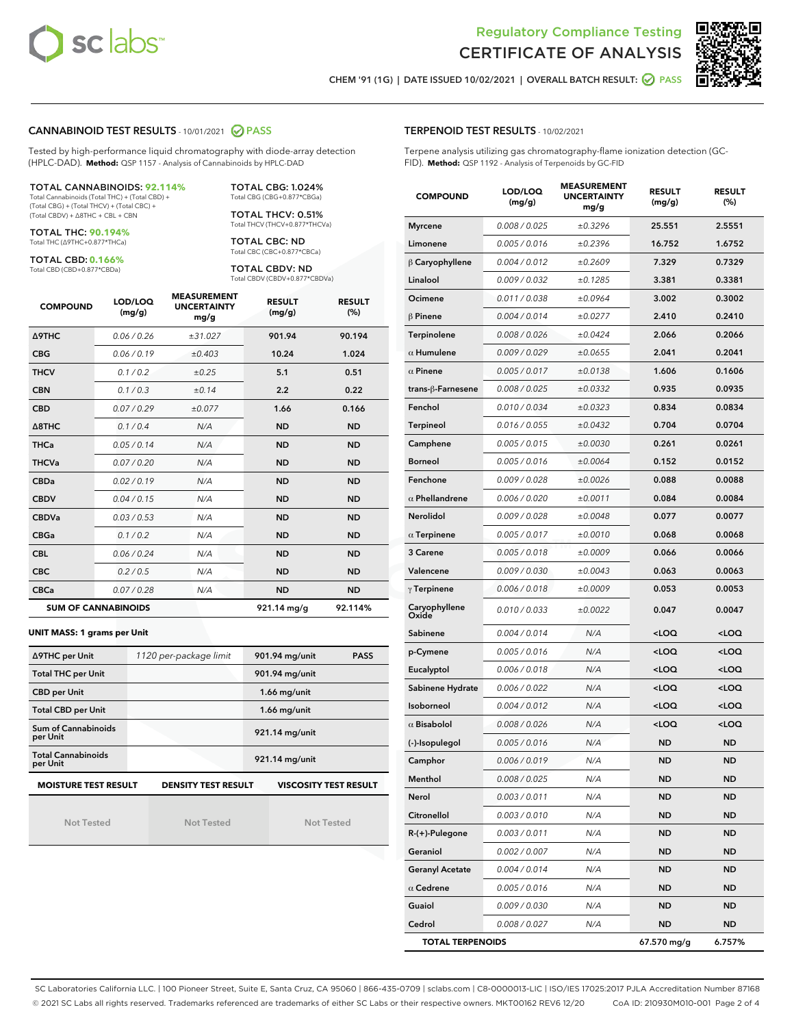# Regulatory Compliance Testing
# CERTIFICATE OF ANALYSIS

CHEM '91 (1G) | DATE ISSUED 10/02/2021 | OVERALL BATCH RESULT: PASS

## CANNABINOID TEST RESULTS - 10/01/2021 PASS

Tested by high-performance liquid chromatography with diode-array detection (HPLC-DAD). **Method:** QSP 1157 - Analysis of Cannabinoids by HPLC-DAD

**TOTAL CANNABINOIDS: 92.114%**
Total Cannabinoids (Total THC) + (Total CBD) + (Total CBG) + (Total THCV) + (Total CBC) + (Total CBDV) + Δ8THC + CBL + CBN

**TOTAL THC: 90.194%**
Total THC (Δ9THC+0.877*THCa)

**TOTAL CBD: 0.166%**
Total CBD (CBD+0.877*CBDa)

**TOTAL CBG: 1.024%**
Total CBG (CBG+0.877*CBGa)

**TOTAL THCV: 0.51%**
Total THCV (THCV+0.877*THCVa)

**TOTAL CBC: ND**
Total CBC (CBC+0.877*CBCa)

**TOTAL CBDV: ND**
Total CBDV (CBDV+0.877*CBDVa)

| COMPOUND | LOD/LOQ (mg/g) | MEASUREMENT UNCERTAINTY mg/g | RESULT (mg/g) | RESULT (%) |
|---|---|---|---|---|
| Δ9THC | 0.06 / 0.26 | ±31.027 | 901.94 | 90.194 |
| CBG | 0.06 / 0.19 | ±0.403 | 10.24 | 1.024 |
| THCV | 0.1 / 0.2 | ±0.25 | 5.1 | 0.51 |
| CBN | 0.1 / 0.3 | ±0.14 | 2.2 | 0.22 |
| CBD | 0.07 / 0.29 | ±0.077 | 1.66 | 0.166 |
| Δ8THC | 0.1 / 0.4 | N/A | ND | ND |
| THCa | 0.05 / 0.14 | N/A | ND | ND |
| THCVa | 0.07 / 0.20 | N/A | ND | ND |
| CBDa | 0.02 / 0.19 | N/A | ND | ND |
| CBDV | 0.04 / 0.15 | N/A | ND | ND |
| CBDVa | 0.03 / 0.53 | N/A | ND | ND |
| CBGa | 0.1 / 0.2 | N/A | ND | ND |
| CBL | 0.06 / 0.24 | N/A | ND | ND |
| CBC | 0.2 / 0.5 | N/A | ND | ND |
| CBCa | 0.07 / 0.28 | N/A | ND | ND |
| **SUM OF CANNABINOIDS** | | | 921.14 mg/g | 92.114% |

**UNIT MASS: 1 grams per Unit**

| | | | |
|---|---|---|---|
| Δ9THC per Unit | 1120 per-package limit | 901.94 mg/unit | PASS |
| Total THC per Unit | | 901.94 mg/unit | |
| CBD per Unit | | 1.66 mg/unit | |
| Total CBD per Unit | | 1.66 mg/unit | |
| Sum of Cannabinoids per Unit | | 921.14 mg/unit | |
| Total Cannabinoids per Unit | | 921.14 mg/unit | |

| MOISTURE TEST RESULT | DENSITY TEST RESULT | VISCOSITY TEST RESULT |
|---|---|---|
| Not Tested | Not Tested | Not Tested |

## TERPENOID TEST RESULTS - 10/02/2021

Terpene analysis utilizing gas chromatography-flame ionization detection (GC-FID). **Method:** QSP 1192 - Analysis of Terpenoids by GC-FID

| COMPOUND | LOD/LOQ (mg/g) | MEASUREMENT UNCERTAINTY mg/g | RESULT (mg/g) | RESULT (%) |
|---|---|---|---|---|
| Myrcene | 0.008 / 0.025 | ±0.3296 | 25.551 | 2.5551 |
| Limonene | 0.005 / 0.016 | ±0.2396 | 16.752 | 1.6752 |
| β Caryophyllene | 0.004 / 0.012 | ±0.2609 | 7.329 | 0.7329 |
| Linalool | 0.009 / 0.032 | ±0.1285 | 3.381 | 0.3381 |
| Ocimene | 0.011 / 0.038 | ±0.0964 | 3.002 | 0.3002 |
| β Pinene | 0.004 / 0.014 | ±0.0277 | 2.410 | 0.2410 |
| Terpinolene | 0.008 / 0.026 | ±0.0424 | 2.066 | 0.2066 |
| α Humulene | 0.009 / 0.029 | ±0.0655 | 2.041 | 0.2041 |
| α Pinene | 0.005 / 0.017 | ±0.0138 | 1.606 | 0.1606 |
| trans-β-Farnesene | 0.008 / 0.025 | ±0.0332 | 0.935 | 0.0935 |
| Fenchol | 0.010 / 0.034 | ±0.0323 | 0.834 | 0.0834 |
| Terpineol | 0.016 / 0.055 | ±0.0432 | 0.704 | 0.0704 |
| Camphene | 0.005 / 0.015 | ±0.0030 | 0.261 | 0.0261 |
| Borneol | 0.005 / 0.016 | ±0.0064 | 0.152 | 0.0152 |
| Fenchone | 0.009 / 0.028 | ±0.0026 | 0.088 | 0.0088 |
| α Phellandrene | 0.006 / 0.020 | ±0.0011 | 0.084 | 0.0084 |
| Nerolidol | 0.009 / 0.028 | ±0.0048 | 0.077 | 0.0077 |
| α Terpinene | 0.005 / 0.017 | ±0.0010 | 0.068 | 0.0068 |
| 3 Carene | 0.005 / 0.018 | ±0.0009 | 0.066 | 0.0066 |
| Valencene | 0.009 / 0.030 | ±0.0043 | 0.063 | 0.0063 |
| γ Terpinene | 0.006 / 0.018 | ±0.0009 | 0.053 | 0.0053 |
| Caryophyllene Oxide | 0.010 / 0.033 | ±0.0022 | 0.047 | 0.0047 |
| Sabinene | 0.004 / 0.014 | N/A | <LOQ | <LOQ |
| p-Cymene | 0.005 / 0.016 | N/A | <LOQ | <LOQ |
| Eucalyptol | 0.006 / 0.018 | N/A | <LOQ | <LOQ |
| Sabinene Hydrate | 0.006 / 0.022 | N/A | <LOQ | <LOQ |
| Isoborneol | 0.004 / 0.012 | N/A | <LOQ | <LOQ |
| α Bisabolol | 0.008 / 0.026 | N/A | <LOQ | <LOQ |
| (-)-Isopulegol | 0.005 / 0.016 | N/A | ND | ND |
| Camphor | 0.006 / 0.019 | N/A | ND | ND |
| Menthol | 0.008 / 0.025 | N/A | ND | ND |
| Nerol | 0.003 / 0.011 | N/A | ND | ND |
| Citronellol | 0.003 / 0.010 | N/A | ND | ND |
| R-(+)-Pulegone | 0.003 / 0.011 | N/A | ND | ND |
| Geraniol | 0.002 / 0.007 | N/A | ND | ND |
| Geranyl Acetate | 0.004 / 0.014 | N/A | ND | ND |
| α Cedrene | 0.005 / 0.016 | N/A | ND | ND |
| Guaiol | 0.009 / 0.030 | N/A | ND | ND |
| Cedrol | 0.008 / 0.027 | N/A | ND | ND |
| **TOTAL TERPENOIDS** | | | 67.570 mg/g | 6.757% |

SC Laboratories California LLC. | 100 Pioneer Street, Suite E, Santa Cruz, CA 95060 | 866-435-0709 | sclabs.com | C8-0000013-LIC | ISO/IES 17025:2017 PJLA Accreditation Number 87168
© 2021 SC Labs all rights reserved. Trademarks referenced are trademarks of either SC Labs or their respective owners. MKT00162 REV6 12/20 CoA ID: 210930M010-001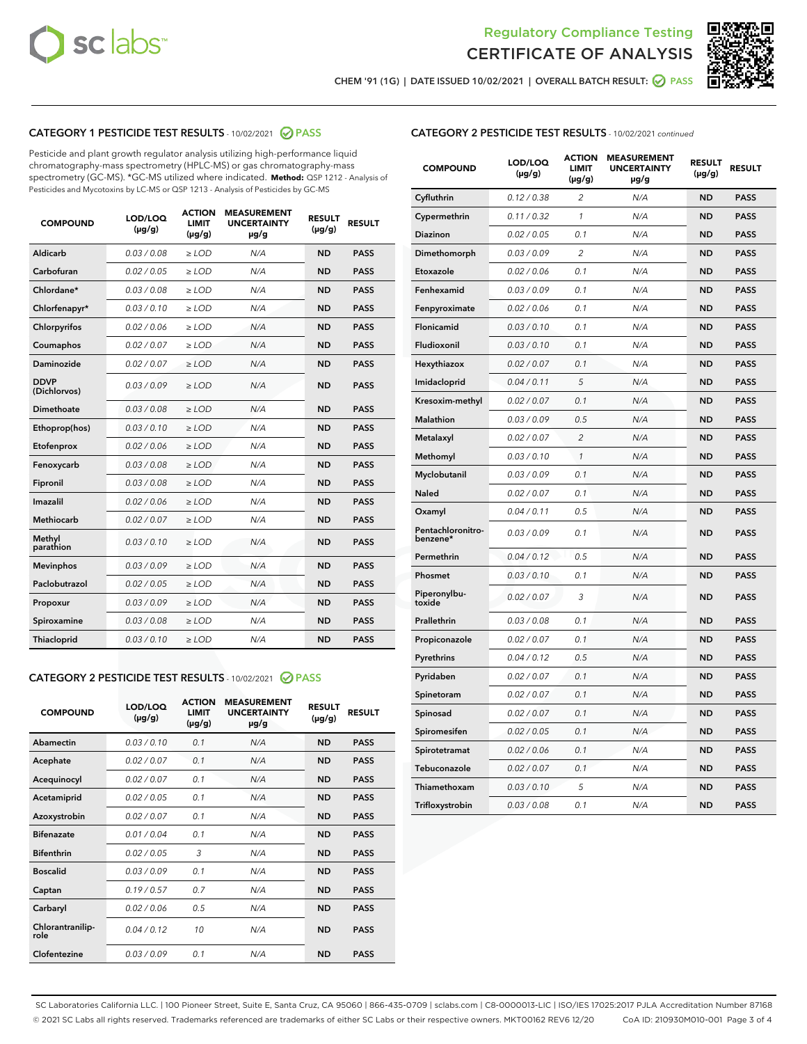Regulatory Compliance Testing
CERTIFICATE OF ANALYSIS

CHEM '91 (1G) | DATE ISSUED 10/02/2021 | OVERALL BATCH RESULT: PASS

## CATEGORY 1 PESTICIDE TEST RESULTS - 10/02/2021 PASS

Pesticide and plant growth regulator analysis utilizing high-performance liquid chromatography-mass spectrometry (HPLC-MS) or gas chromatography-mass spectrometry (GC-MS). *GC-MS utilized where indicated. **Method:** QSP 1212 - Analysis of Pesticides and Mycotoxins by LC-MS or QSP 1213 - Analysis of Pesticides by GC-MS

| COMPOUND | LOD/LOQ (µg/g) | ACTION LIMIT (µg/g) | MEASUREMENT UNCERTAINTY µg/g | RESULT (µg/g) | RESULT |
|---|---|---|---|---|---|
| Aldicarb | 0.03 / 0.08 | ≥ LOD | N/A | ND | PASS |
| Carbofuran | 0.02 / 0.05 | ≥ LOD | N/A | ND | PASS |
| Chlordane* | 0.03 / 0.08 | ≥ LOD | N/A | ND | PASS |
| Chlorfenapyr* | 0.03 / 0.10 | ≥ LOD | N/A | ND | PASS |
| Chlorpyrifos | 0.02 / 0.06 | ≥ LOD | N/A | ND | PASS |
| Coumaphos | 0.02 / 0.07 | ≥ LOD | N/A | ND | PASS |
| Daminozide | 0.02 / 0.07 | ≥ LOD | N/A | ND | PASS |
| DDVP (Dichlorvos) | 0.03 / 0.09 | ≥ LOD | N/A | ND | PASS |
| Dimethoate | 0.03 / 0.08 | ≥ LOD | N/A | ND | PASS |
| Ethoprop(hos) | 0.03 / 0.10 | ≥ LOD | N/A | ND | PASS |
| Etofenprox | 0.02 / 0.06 | ≥ LOD | N/A | ND | PASS |
| Fenoxycarb | 0.03 / 0.08 | ≥ LOD | N/A | ND | PASS |
| Fipronil | 0.03 / 0.08 | ≥ LOD | N/A | ND | PASS |
| Imazalil | 0.02 / 0.06 | ≥ LOD | N/A | ND | PASS |
| Methiocarb | 0.02 / 0.07 | ≥ LOD | N/A | ND | PASS |
| Methyl parathion | 0.03 / 0.10 | ≥ LOD | N/A | ND | PASS |
| Mevinphos | 0.03 / 0.09 | ≥ LOD | N/A | ND | PASS |
| Paclobutrazol | 0.02 / 0.05 | ≥ LOD | N/A | ND | PASS |
| Propoxur | 0.03 / 0.09 | ≥ LOD | N/A | ND | PASS |
| Spiroxamine | 0.03 / 0.08 | ≥ LOD | N/A | ND | PASS |
| Thiacloprid | 0.03 / 0.10 | ≥ LOD | N/A | ND | PASS |

## CATEGORY 2 PESTICIDE TEST RESULTS - 10/02/2021 PASS

| COMPOUND | LOD/LOQ (µg/g) | ACTION LIMIT (µg/g) | MEASUREMENT UNCERTAINTY µg/g | RESULT (µg/g) | RESULT |
|---|---|---|---|---|---|
| Abamectin | 0.03 / 0.10 | 0.1 | N/A | ND | PASS |
| Acephate | 0.02 / 0.07 | 0.1 | N/A | ND | PASS |
| Acequinocyl | 0.02 / 0.07 | 0.1 | N/A | ND | PASS |
| Acetamiprid | 0.02 / 0.05 | 0.1 | N/A | ND | PASS |
| Azoxystrobin | 0.02 / 0.07 | 0.1 | N/A | ND | PASS |
| Bifenazate | 0.01 / 0.04 | 0.1 | N/A | ND | PASS |
| Bifenthrin | 0.02 / 0.05 | 3 | N/A | ND | PASS |
| Boscalid | 0.03 / 0.09 | 0.1 | N/A | ND | PASS |
| Captan | 0.19 / 0.57 | 0.7 | N/A | ND | PASS |
| Carbaryl | 0.02 / 0.06 | 0.5 | N/A | ND | PASS |
| Chlorantraniliprole | 0.04 / 0.12 | 10 | N/A | ND | PASS |
| Clofentezine | 0.03 / 0.09 | 0.1 | N/A | ND | PASS |
| Cyfluthrin | 0.12 / 0.38 | 2 | N/A | ND | PASS |
| Cypermethrin | 0.11 / 0.32 | 1 | N/A | ND | PASS |
| Diazinon | 0.02 / 0.05 | 0.1 | N/A | ND | PASS |
| Dimethomorph | 0.03 / 0.09 | 2 | N/A | ND | PASS |
| Etoxazole | 0.02 / 0.06 | 0.1 | N/A | ND | PASS |
| Fenhexamid | 0.03 / 0.09 | 0.1 | N/A | ND | PASS |
| Fenpyroximate | 0.02 / 0.06 | 0.1 | N/A | ND | PASS |
| Flonicamid | 0.03 / 0.10 | 0.1 | N/A | ND | PASS |
| Fludioxonil | 0.03 / 0.10 | 0.1 | N/A | ND | PASS |
| Hexythiazox | 0.02 / 0.07 | 0.1 | N/A | ND | PASS |
| Imidacloprid | 0.04 / 0.11 | 5 | N/A | ND | PASS |
| Kresoxim-methyl | 0.02 / 0.07 | 0.1 | N/A | ND | PASS |
| Malathion | 0.03 / 0.09 | 0.5 | N/A | ND | PASS |
| Metalaxyl | 0.02 / 0.07 | 2 | N/A | ND | PASS |
| Methomyl | 0.03 / 0.10 | 1 | N/A | ND | PASS |
| Myclobutanil | 0.03 / 0.09 | 0.1 | N/A | ND | PASS |
| Naled | 0.02 / 0.07 | 0.1 | N/A | ND | PASS |
| Oxamyl | 0.04 / 0.11 | 0.5 | N/A | ND | PASS |
| Pentachloronitrobenzene* | 0.03 / 0.09 | 0.1 | N/A | ND | PASS |
| Permethrin | 0.04 / 0.12 | 0.5 | N/A | ND | PASS |
| Phosmet | 0.03 / 0.10 | 0.1 | N/A | ND | PASS |
| Piperonylbutoxide | 0.02 / 0.07 | 3 | N/A | ND | PASS |
| Prallethrin | 0.03 / 0.08 | 0.1 | N/A | ND | PASS |
| Propiconazole | 0.02 / 0.07 | 0.1 | N/A | ND | PASS |
| Pyrethrins | 0.04 / 0.12 | 0.5 | N/A | ND | PASS |
| Pyridaben | 0.02 / 0.07 | 0.1 | N/A | ND | PASS |
| Spinetoram | 0.02 / 0.07 | 0.1 | N/A | ND | PASS |
| Spinosad | 0.02 / 0.07 | 0.1 | N/A | ND | PASS |
| Spiromesifen | 0.02 / 0.05 | 0.1 | N/A | ND | PASS |
| Spirotetramat | 0.02 / 0.06 | 0.1 | N/A | ND | PASS |
| Tebuconazole | 0.02 / 0.07 | 0.1 | N/A | ND | PASS |
| Thiamethoxam | 0.03 / 0.10 | 5 | N/A | ND | PASS |
| Trifloxystrobin | 0.03 / 0.08 | 0.1 | N/A | ND | PASS |

SC Laboratories California LLC. | 100 Pioneer Street, Suite E, Santa Cruz, CA 95060 | 866-435-0709 | sclabs.com | C8-0000013-LIC | ISO/IES 17025:2017 PJLA Accreditation Number 87168
© 2021 SC Labs all rights reserved. Trademarks referenced are trademarks of either SC Labs or their respective owners. MKT00162 REV6 12/20 CoA ID: 210930M010-001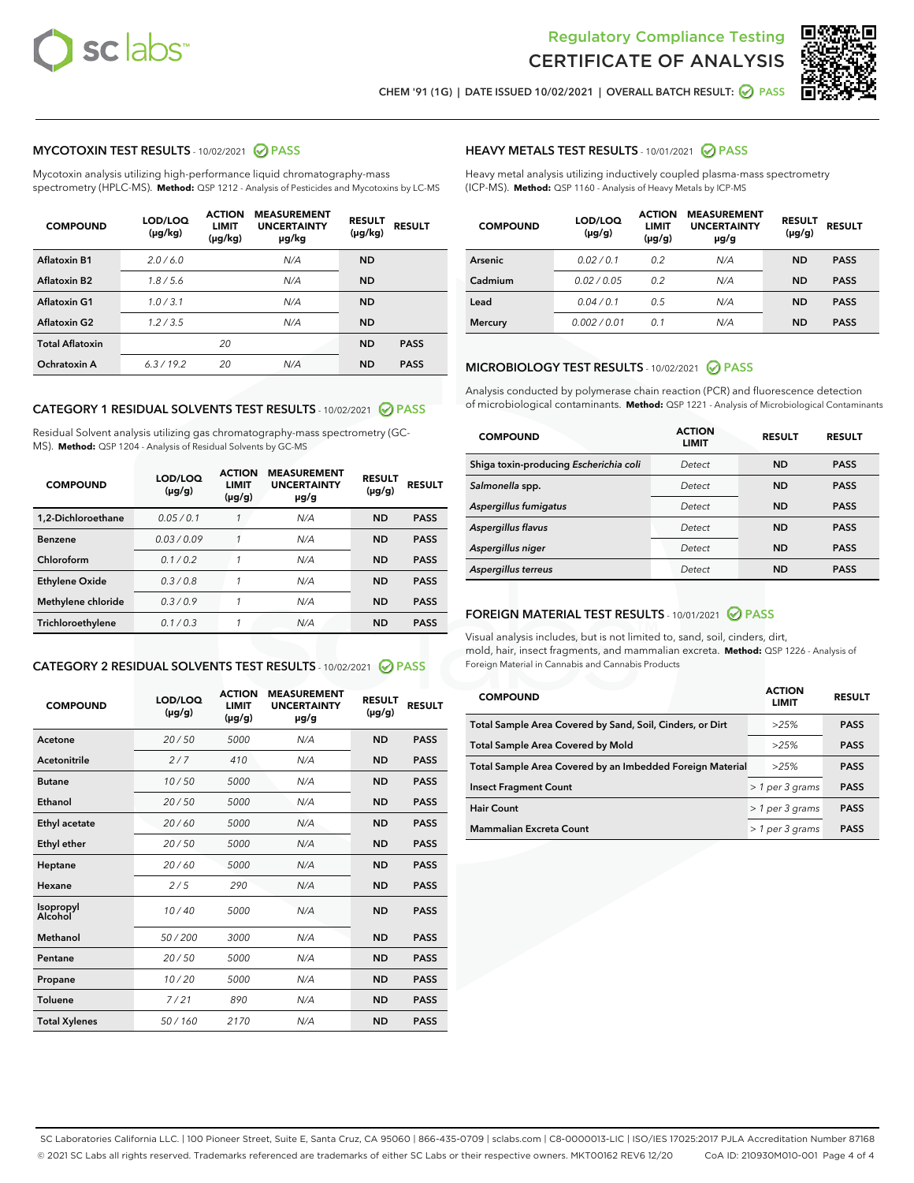Regulatory Compliance Testing
# CERTIFICATE OF ANALYSIS

CHEM '91 (1G) | DATE ISSUED 10/02/2021 | OVERALL BATCH RESULT: PASS

## MYCOTOXIN TEST RESULTS - 10/02/2021 PASS

Mycotoxin analysis utilizing high-performance liquid chromatography-mass spectrometry (HPLC-MS). **Method:** QSP 1212 - Analysis of Pesticides and Mycotoxins by LC-MS

| COMPOUND | LOD/LOQ (µg/kg) | ACTION LIMIT (µg/kg) | MEASUREMENT UNCERTAINTY µg/kg | RESULT (µg/kg) | RESULT |
|---|---|---|---|---|---|
| Aflatoxin B1 | 2.0 / 6.0 | | N/A | ND | |
| Aflatoxin B2 | 1.8 / 5.6 | | N/A | ND | |
| Aflatoxin G1 | 1.0 / 3.1 | | N/A | ND | |
| Aflatoxin G2 | 1.2 / 3.5 | | N/A | ND | |
| Total Aflatoxin | | 20 | | ND | PASS |
| Ochratoxin A | 6.3 / 19.2 | 20 | N/A | ND | PASS |

## CATEGORY 1 RESIDUAL SOLVENTS TEST RESULTS - 10/02/2021 PASS

Residual Solvent analysis utilizing gas chromatography-mass spectrometry (GC-MS). **Method:** QSP 1204 - Analysis of Residual Solvents by GC-MS

| COMPOUND | LOD/LOQ (µg/g) | ACTION LIMIT (µg/g) | MEASUREMENT UNCERTAINTY µg/g | RESULT (µg/g) | RESULT |
|---|---|---|---|---|---|
| 1,2-Dichloroethane | 0.05 / 0.1 | 1 | N/A | ND | PASS |
| Benzene | 0.03 / 0.09 | 1 | N/A | ND | PASS |
| Chloroform | 0.1 / 0.2 | 1 | N/A | ND | PASS |
| Ethylene Oxide | 0.3 / 0.8 | 1 | N/A | ND | PASS |
| Methylene chloride | 0.3 / 0.9 | 1 | N/A | ND | PASS |
| Trichloroethylene | 0.1 / 0.3 | 1 | N/A | ND | PASS |

## CATEGORY 2 RESIDUAL SOLVENTS TEST RESULTS - 10/02/2021 PASS

| COMPOUND | LOD/LOQ (µg/g) | ACTION LIMIT (µg/g) | MEASUREMENT UNCERTAINTY µg/g | RESULT (µg/g) | RESULT |
|---|---|---|---|---|---|
| Acetone | 20 / 50 | 5000 | N/A | ND | PASS |
| Acetonitrile | 2 / 7 | 410 | N/A | ND | PASS |
| Butane | 10 / 50 | 5000 | N/A | ND | PASS |
| Ethanol | 20 / 50 | 5000 | N/A | ND | PASS |
| Ethyl acetate | 20 / 60 | 5000 | N/A | ND | PASS |
| Ethyl ether | 20 / 50 | 5000 | N/A | ND | PASS |
| Heptane | 20 / 60 | 5000 | N/A | ND | PASS |
| Hexane | 2 / 5 | 290 | N/A | ND | PASS |
| Isopropyl Alcohol | 10 / 40 | 5000 | N/A | ND | PASS |
| Methanol | 50 / 200 | 3000 | N/A | ND | PASS |
| Pentane | 20 / 50 | 5000 | N/A | ND | PASS |
| Propane | 10 / 20 | 5000 | N/A | ND | PASS |
| Toluene | 7 / 21 | 890 | N/A | ND | PASS |
| Total Xylenes | 50 / 160 | 2170 | N/A | ND | PASS |

## HEAVY METALS TEST RESULTS - 10/01/2021 PASS

Heavy metal analysis utilizing inductively coupled plasma-mass spectrometry (ICP-MS). **Method:** QSP 1160 - Analysis of Heavy Metals by ICP-MS

| COMPOUND | LOD/LOQ (µg/g) | ACTION LIMIT (µg/g) | MEASUREMENT UNCERTAINTY µg/g | RESULT (µg/g) | RESULT |
|---|---|---|---|---|---|
| Arsenic | 0.02 / 0.1 | 0.2 | N/A | ND | PASS |
| Cadmium | 0.02 / 0.05 | 0.2 | N/A | ND | PASS |
| Lead | 0.04 / 0.1 | 0.5 | N/A | ND | PASS |
| Mercury | 0.002 / 0.01 | 0.1 | N/A | ND | PASS |

## MICROBIOLOGY TEST RESULTS - 10/02/2021 PASS

Analysis conducted by polymerase chain reaction (PCR) and fluorescence detection of microbiological contaminants. **Method:** QSP 1221 - Analysis of Microbiological Contaminants

| COMPOUND | ACTION LIMIT | RESULT | RESULT |
|---|---|---|---|
| Shiga toxin-producing *Escherichia coli* | Detect | ND | PASS |
| *Salmonella* spp. | Detect | ND | PASS |
| *Aspergillus fumigatus* | Detect | ND | PASS |
| *Aspergillus flavus* | Detect | ND | PASS |
| *Aspergillus niger* | Detect | ND | PASS |
| *Aspergillus terreus* | Detect | ND | PASS |

## FOREIGN MATERIAL TEST RESULTS - 10/01/2021 PASS

Visual analysis includes, but is not limited to, sand, soil, cinders, dirt, mold, hair, insect fragments, and mammalian excreta. **Method:** QSP 1226 - Analysis of Foreign Material in Cannabis and Cannabis Products

| COMPOUND | ACTION LIMIT | RESULT |
|---|---|---|
| Total Sample Area Covered by Sand, Soil, Cinders, or Dirt | >25% | PASS |
| Total Sample Area Covered by Mold | >25% | PASS |
| Total Sample Area Covered by an Imbedded Foreign Material | >25% | PASS |
| Insect Fragment Count | > 1 per 3 grams | PASS |
| Hair Count | > 1 per 3 grams | PASS |
| Mammalian Excreta Count | > 1 per 3 grams | PASS |

SC Laboratories California LLC. | 100 Pioneer Street, Suite E, Santa Cruz, CA 95060 | 866-435-0709 | sclabs.com | C8-0000013-LIC | ISO/IES 17025:2017 PJLA Accreditation Number 87168
© 2021 SC Labs all rights reserved. Trademarks referenced are trademarks of either SC Labs or their respective owners. MKT00162 REV6 12/20 CoA ID: 210930M010-001